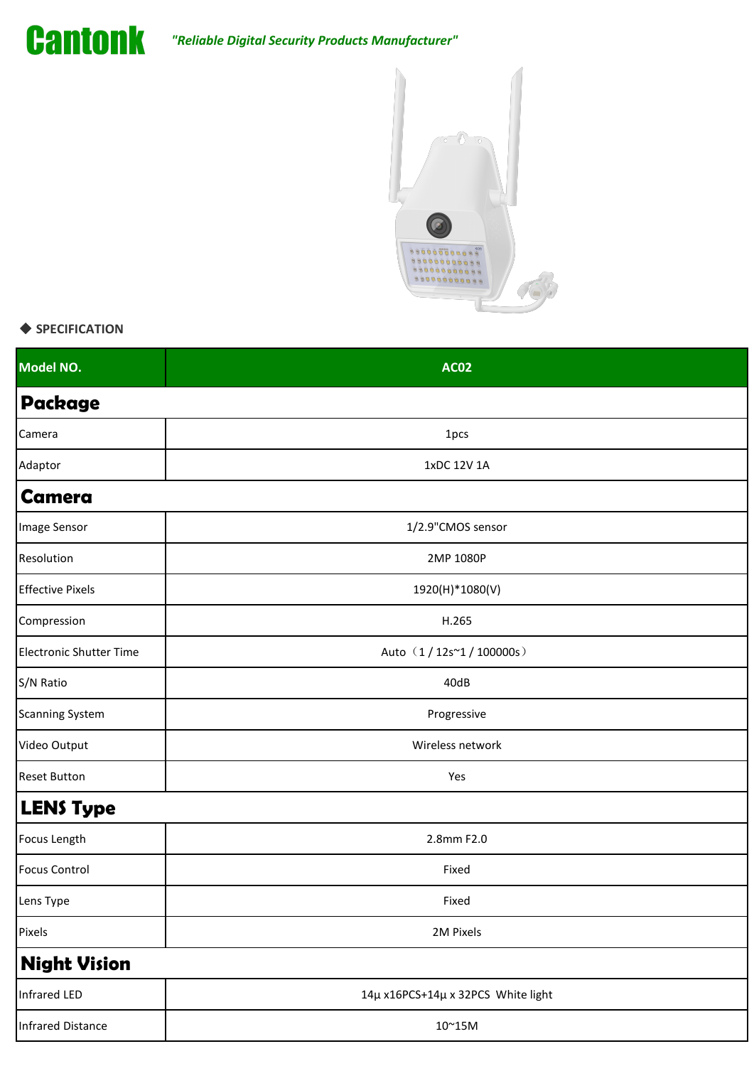**Cantonk** *"Reliable Digital Security Products Manufacturer"*

◆ **SPECIFICATION**

| Model NO. | AC02 |
|---|---|
| **Package** | |
| Camera | 1pcs |
| Adaptor | 1xDC 12V 1A |
| **Camera** | |
| Image Sensor | 1/2.9"CMOS sensor |
| Resolution | 2MP 1080P |
| Effective Pixels | 1920(H)*1080(V) |
| Compression | H.265 |
| Electronic Shutter Time | Auto（1 / 12s~1 / 100000s） |
| S/N Ratio | 40dB |
| Scanning System | Progressive |
| Video Output | Wireless network |
| Reset Button | Yes |
| **LENS Type** | |
| Focus Length | 2.8mm F2.0 |
| Focus Control | Fixed |
| Lens Type | Fixed |
| Pixels | 2M Pixels |
| **Night Vision** | |
| Infrared LED | 14µ x16PCS+14µ x 32PCS White light |
| Infrared Distance | 10~15M |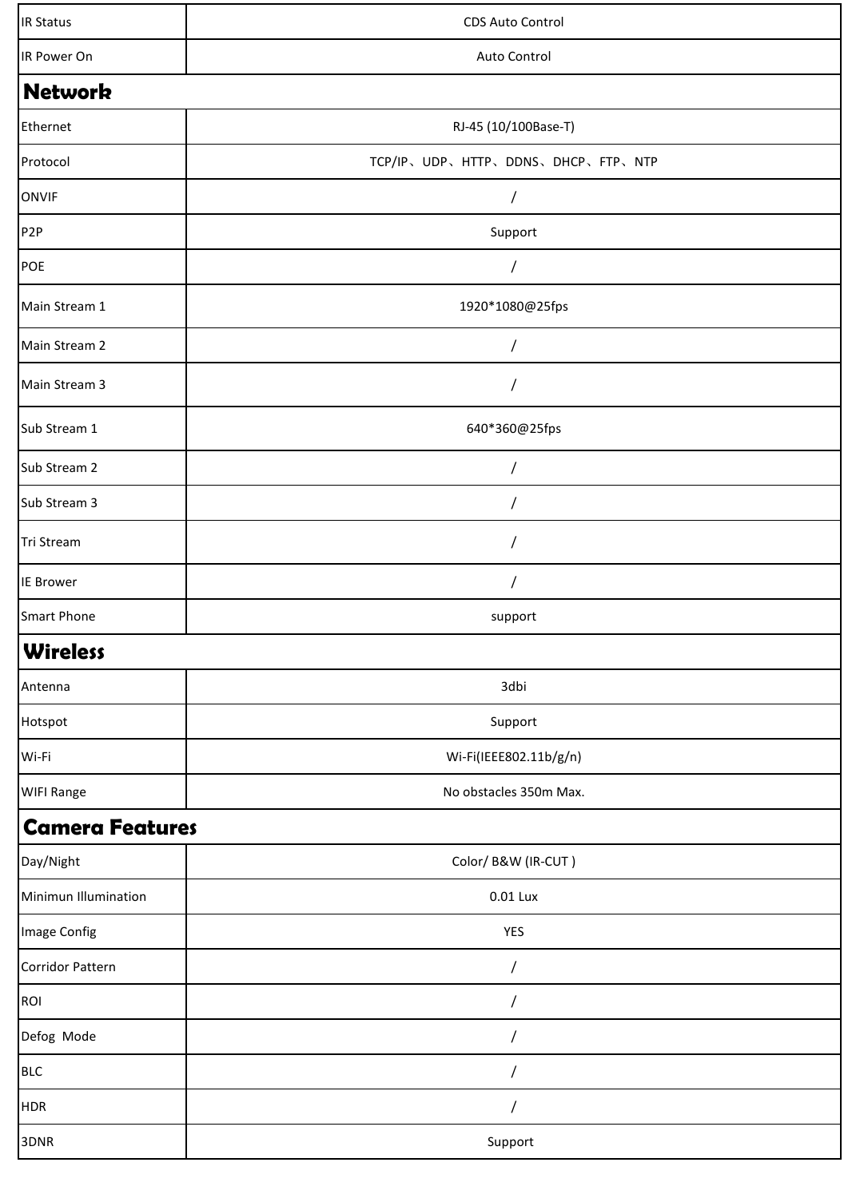| IR Status | CDS Auto Control |
| --- | --- |
| IR Power On | Auto Control |
| **Network** | |
| Ethernet | RJ-45 (10/100Base-T) |
| Protocol | TCP/IP、UDP、HTTP、DDNS、DHCP、FTP、NTP |
| ONVIF | / |
| P2P | Support |
| POE | / |
| Main Stream 1 | 1920*1080@25fps |
| Main Stream 2 | / |
| Main Stream 3 | / |
| Sub Stream 1 | 640*360@25fps |
| Sub Stream 2 | / |
| Sub Stream 3 | / |
| Tri Stream | / |
| IE Brower | / |
| Smart Phone | support |
| **Wireless** | |
| Antenna | 3dbi |
| Hotspot | Support |
| Wi-Fi | Wi-Fi(IEEE802.11b/g/n) |
| WIFI Range | No obstacles 350m Max. |
| **Camera Features** | |
| Day/Night | Color/ B&W (IR-CUT ) |
| Minimun Illumination | 0.01 Lux |
| Image Config | YES |
| Corridor Pattern | / |
| ROI | / |
| Defog Mode | / |
| BLC | / |
| HDR | / |
| 3DNR | Support |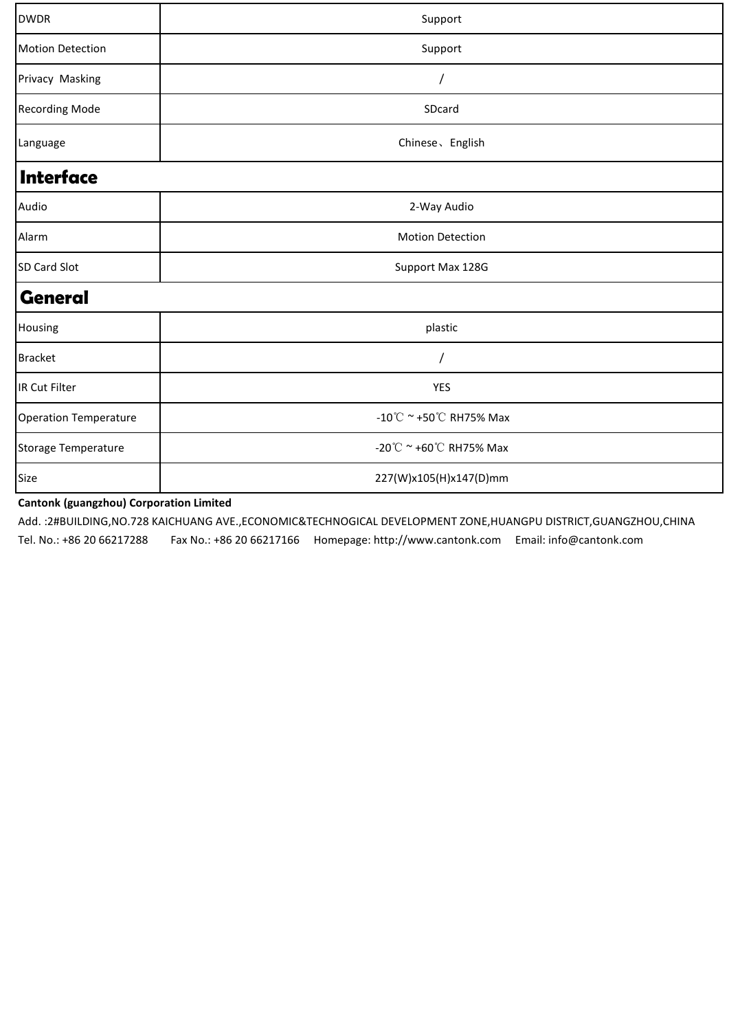| | |
|---|---|
| DWDR | Support |
| Motion Detection | Support |
| Privacy  Masking | / |
| Recording Mode | SDcard |
| Language | Chinese、English |

## Interface

| | |
|---|---|
| Audio | 2-Way Audio |
| Alarm | Motion Detection |
| SD Card Slot | Support Max 128G |

## General

| | |
|---|---|
| Housing | plastic |
| Bracket | / |
| IR Cut Filter | YES |
| Operation Temperature | -10℃ ~ +50℃ RH75% Max |
| Storage Temperature | -20℃ ~ +60℃ RH75% Max |
| Size | 227(W)x105(H)x147(D)mm |

**Cantonk (guangzhou) Corporation Limited**

Add. :2#BUILDING,NO.728 KAICHUANG AVE.,ECONOMIC&TECHNOGICAL DEVELOPMENT ZONE,HUANGPU DISTRICT,GUANGZHOU,CHINA

Tel. No.: +86 20 66217288    Fax No.: +86 20 66217166    Homepage: http://www.cantonk.com    Email: info@cantonk.com